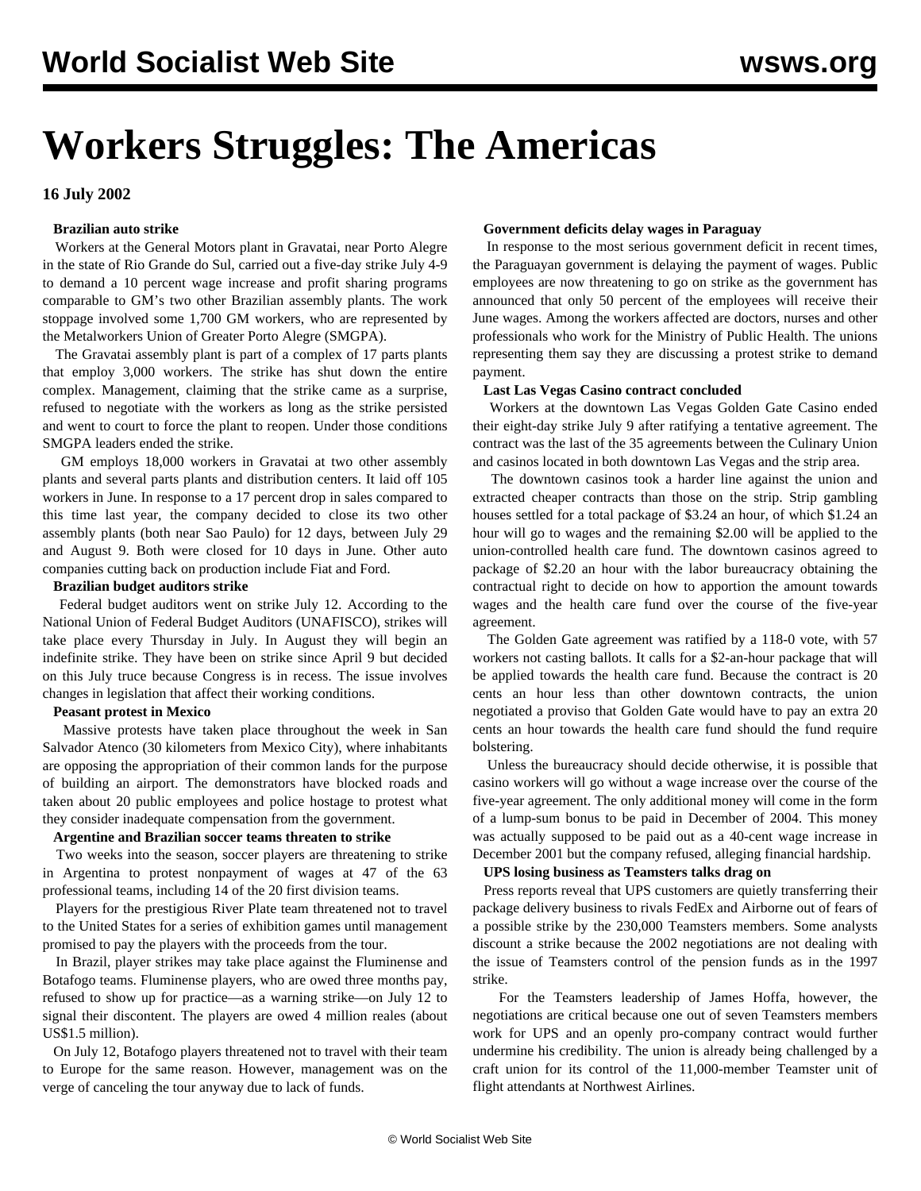# Workers Struggles: The Americas

**16 July 2002**

**Brazilian auto strike**

Workers at the General Motors plant in Gravatai, near Porto Alegre in the state of Rio Grande do Sul, carried out a five-day strike July 4-9 to demand a 10 percent wage increase and profit sharing programs comparable to GM's two other Brazilian assembly plants. The work stoppage involved some 1,700 GM workers, who are represented by the Metalworkers Union of Greater Porto Alegre (SMGPA).

The Gravatai assembly plant is part of a complex of 17 parts plants that employ 3,000 workers. The strike has shut down the entire complex. Management, claiming that the strike came as a surprise, refused to negotiate with the workers as long as the strike persisted and went to court to force the plant to reopen. Under those conditions SMGPA leaders ended the strike.

GM employs 18,000 workers in Gravatai at two other assembly plants and several parts plants and distribution centers. It laid off 105 workers in June. In response to a 17 percent drop in sales compared to this time last year, the company decided to close its two other assembly plants (both near Sao Paulo) for 12 days, between July 29 and August 9. Both were closed for 10 days in June. Other auto companies cutting back on production include Fiat and Ford.

**Brazilian budget auditors strike**

Federal budget auditors went on strike July 12. According to the National Union of Federal Budget Auditors (UNAFISCO), strikes will take place every Thursday in July. In August they will begin an indefinite strike. They have been on strike since April 9 but decided on this July truce because Congress is in recess. The issue involves changes in legislation that affect their working conditions.

**Peasant protest in Mexico**

Massive protests have taken place throughout the week in San Salvador Atenco (30 kilometers from Mexico City), where inhabitants are opposing the appropriation of their common lands for the purpose of building an airport. The demonstrators have blocked roads and taken about 20 public employees and police hostage to protest what they consider inadequate compensation from the government.

**Argentine and Brazilian soccer teams threaten to strike**

Two weeks into the season, soccer players are threatening to strike in Argentina to protest nonpayment of wages at 47 of the 63 professional teams, including 14 of the 20 first division teams.

Players for the prestigious River Plate team threatened not to travel to the United States for a series of exhibition games until management promised to pay the players with the proceeds from the tour.

In Brazil, player strikes may take place against the Fluminense and Botafogo teams. Fluminense players, who are owed three months pay, refused to show up for practice—as a warning strike—on July 12 to signal their discontent. The players are owed 4 million reales (about US$1.5 million).

On July 12, Botafogo players threatened not to travel with their team to Europe for the same reason. However, management was on the verge of canceling the tour anyway due to lack of funds.

**Government deficits delay wages in Paraguay**

In response to the most serious government deficit in recent times, the Paraguayan government is delaying the payment of wages. Public employees are now threatening to go on strike as the government has announced that only 50 percent of the employees will receive their June wages. Among the workers affected are doctors, nurses and other professionals who work for the Ministry of Public Health. The unions representing them say they are discussing a protest strike to demand payment.

**Last Las Vegas Casino contract concluded**

Workers at the downtown Las Vegas Golden Gate Casino ended their eight-day strike July 9 after ratifying a tentative agreement. The contract was the last of the 35 agreements between the Culinary Union and casinos located in both downtown Las Vegas and the strip area.

The downtown casinos took a harder line against the union and extracted cheaper contracts than those on the strip. Strip gambling houses settled for a total package of $3.24 an hour, of which $1.24 an hour will go to wages and the remaining $2.00 will be applied to the union-controlled health care fund. The downtown casinos agreed to package of $2.20 an hour with the labor bureaucracy obtaining the contractual right to decide on how to apportion the amount towards wages and the health care fund over the course of the five-year agreement.

The Golden Gate agreement was ratified by a 118-0 vote, with 57 workers not casting ballots. It calls for a $2-an-hour package that will be applied towards the health care fund. Because the contract is 20 cents an hour less than other downtown contracts, the union negotiated a proviso that Golden Gate would have to pay an extra 20 cents an hour towards the health care fund should the fund require bolstering.

Unless the bureaucracy should decide otherwise, it is possible that casino workers will go without a wage increase over the course of the five-year agreement. The only additional money will come in the form of a lump-sum bonus to be paid in December of 2004. This money was actually supposed to be paid out as a 40-cent wage increase in December 2001 but the company refused, alleging financial hardship.

**UPS losing business as Teamsters talks drag on**

Press reports reveal that UPS customers are quietly transferring their package delivery business to rivals FedEx and Airborne out of fears of a possible strike by the 230,000 Teamsters members. Some analysts discount a strike because the 2002 negotiations are not dealing with the issue of Teamsters control of the pension funds as in the 1997 strike.

For the Teamsters leadership of James Hoffa, however, the negotiations are critical because one out of seven Teamsters members work for UPS and an openly pro-company contract would further undermine his credibility. The union is already being challenged by a craft union for its control of the 11,000-member Teamster unit of flight attendants at Northwest Airlines.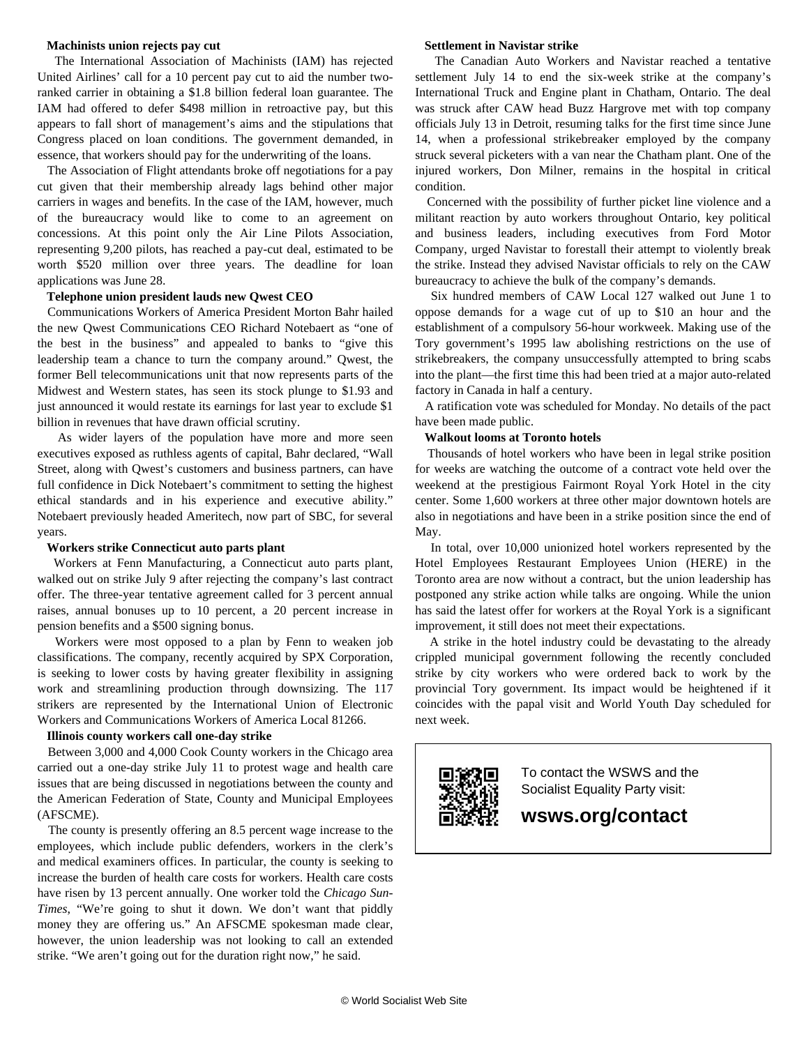**Machinists union rejects pay cut**

The International Association of Machinists (IAM) has rejected United Airlines' call for a 10 percent pay cut to aid the number two-ranked carrier in obtaining a $1.8 billion federal loan guarantee. The IAM had offered to defer $498 million in retroactive pay, but this appears to fall short of management's aims and the stipulations that Congress placed on loan conditions. The government demanded, in essence, that workers should pay for the underwriting of the loans.

The Association of Flight attendants broke off negotiations for a pay cut given that their membership already lags behind other major carriers in wages and benefits. In the case of the IAM, however, much of the bureaucracy would like to come to an agreement on concessions. At this point only the Air Line Pilots Association, representing 9,200 pilots, has reached a pay-cut deal, estimated to be worth $520 million over three years. The deadline for loan applications was June 28.

**Telephone union president lauds new Qwest CEO**

Communications Workers of America President Morton Bahr hailed the new Qwest Communications CEO Richard Notebaert as "one of the best in the business" and appealed to banks to "give this leadership team a chance to turn the company around." Qwest, the former Bell telecommunications unit that now represents parts of the Midwest and Western states, has seen its stock plunge to $1.93 and just announced it would restate its earnings for last year to exclude $1 billion in revenues that have drawn official scrutiny.

As wider layers of the population have more and more seen executives exposed as ruthless agents of capital, Bahr declared, "Wall Street, along with Qwest's customers and business partners, can have full confidence in Dick Notebaert's commitment to setting the highest ethical standards and in his experience and executive ability." Notebaert previously headed Ameritech, now part of SBC, for several years.

**Workers strike Connecticut auto parts plant**

Workers at Fenn Manufacturing, a Connecticut auto parts plant, walked out on strike July 9 after rejecting the company's last contract offer. The three-year tentative agreement called for 3 percent annual raises, annual bonuses up to 10 percent, a 20 percent increase in pension benefits and a $500 signing bonus.

Workers were most opposed to a plan by Fenn to weaken job classifications. The company, recently acquired by SPX Corporation, is seeking to lower costs by having greater flexibility in assigning work and streamlining production through downsizing. The 117 strikers are represented by the International Union of Electronic Workers and Communications Workers of America Local 81266.

**Illinois county workers call one-day strike**

Between 3,000 and 4,000 Cook County workers in the Chicago area carried out a one-day strike July 11 to protest wage and health care issues that are being discussed in negotiations between the county and the American Federation of State, County and Municipal Employees (AFSCME).

The county is presently offering an 8.5 percent wage increase to the employees, which include public defenders, workers in the clerk's and medical examiners offices. In particular, the county is seeking to increase the burden of health care costs for workers. Health care costs have risen by 13 percent annually. One worker told the *Chicago Sun-Times*, "We're going to shut it down. We don't want that piddly money they are offering us." An AFSCME spokesman made clear, however, the union leadership was not looking to call an extended strike. "We aren't going out for the duration right now," he said.

**Settlement in Navistar strike**

The Canadian Auto Workers and Navistar reached a tentative settlement July 14 to end the six-week strike at the company's International Truck and Engine plant in Chatham, Ontario. The deal was struck after CAW head Buzz Hargrove met with top company officials July 13 in Detroit, resuming talks for the first time since June 14, when a professional strikebreaker employed by the company struck several picketers with a van near the Chatham plant. One of the injured workers, Don Milner, remains in the hospital in critical condition.

Concerned with the possibility of further picket line violence and a militant reaction by auto workers throughout Ontario, key political and business leaders, including executives from Ford Motor Company, urged Navistar to forestall their attempt to violently break the strike. Instead they advised Navistar officials to rely on the CAW bureaucracy to achieve the bulk of the company's demands.

Six hundred members of CAW Local 127 walked out June 1 to oppose demands for a wage cut of up to $10 an hour and the establishment of a compulsory 56-hour workweek. Making use of the Tory government's 1995 law abolishing restrictions on the use of strikebreakers, the company unsuccessfully attempted to bring scabs into the plant—the first time this had been tried at a major auto-related factory in Canada in half a century.

A ratification vote was scheduled for Monday. No details of the pact have been made public.

**Walkout looms at Toronto hotels**

Thousands of hotel workers who have been in legal strike position for weeks are watching the outcome of a contract vote held over the weekend at the prestigious Fairmont Royal York Hotel in the city center. Some 1,600 workers at three other major downtown hotels are also in negotiations and have been in a strike position since the end of May.

In total, over 10,000 unionized hotel workers represented by the Hotel Employees Restaurant Employees Union (HERE) in the Toronto area are now without a contract, but the union leadership has postponed any strike action while talks are ongoing. While the union has said the latest offer for workers at the Royal York is a significant improvement, it still does not meet their expectations.

A strike in the hotel industry could be devastating to the already crippled municipal government following the recently concluded strike by city workers who were ordered back to work by the provincial Tory government. Its impact would be heightened if it coincides with the papal visit and World Youth Day scheduled for next week.

To contact the WSWS and the Socialist Equality Party visit:

**wsws.org/contact**